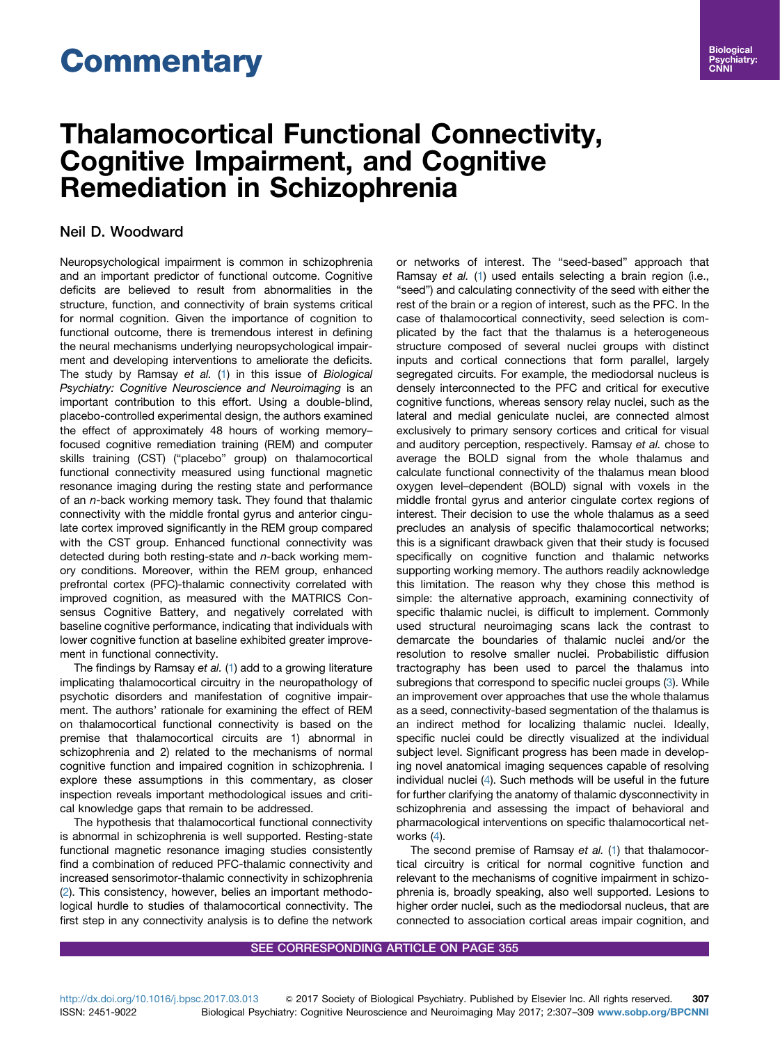# Commentary

# Thalamocortical Functional Connectivity, Cognitive Impairment, and Cognitive Remediation in Schizophrenia

## Neil D. Woodward

Neuropsychological impairment is common in schizophrenia and an important predictor of functional outcome. Cognitive deficits are believed to result from abnormalities in the structure, function, and connectivity of brain systems critical for normal cognition. Given the importance of cognition to functional outcome, there is tremendous interest in defining the neural mechanisms underlying neuropsychological impairment and developing interventions to ameliorate the deficits. The study by Ramsay *et al.* (1) in this issue of *Biological Psychiatry: Cognitive Neuroscience and Neuroimaging* is an important contribution to this effort. Using a double-blind, placebo-controlled experimental design, the authors examined the effect of approximately 48 hours of working memory–focused cognitive remediation training (REM) and computer skills training (CST) ("placebo" group) on thalamocortical functional connectivity measured using functional magnetic resonance imaging during the resting state and performance of an *n*-back working memory task. They found that thalamic connectivity with the middle frontal gyrus and anterior cingulate cortex improved significantly in the REM group compared with the CST group. Enhanced functional connectivity was detected during both resting-state and *n*-back working memory conditions. Moreover, within the REM group, enhanced prefrontal cortex (PFC)-thalamic connectivity correlated with improved cognition, as measured with the MATRICS Consensus Cognitive Battery, and negatively correlated with baseline cognitive performance, indicating that individuals with lower cognitive function at baseline exhibited greater improvement in functional connectivity.

The findings by Ramsay *et al.* (1) add to a growing literature implicating thalamocortical circuitry in the neuropathology of psychotic disorders and manifestation of cognitive impairment. The authors' rationale for examining the effect of REM on thalamocortical functional connectivity is based on the premise that thalamocortical circuits are 1) abnormal in schizophrenia and 2) related to the mechanisms of normal cognitive function and impaired cognition in schizophrenia. I explore these assumptions in this commentary, as closer inspection reveals important methodological issues and critical knowledge gaps that remain to be addressed.

The hypothesis that thalamocortical functional connectivity is abnormal in schizophrenia is well supported. Resting-state functional magnetic resonance imaging studies consistently find a combination of reduced PFC-thalamic connectivity and increased sensorimotor-thalamic connectivity in schizophrenia (2). This consistency, however, belies an important methodological hurdle to studies of thalamocortical connectivity. The first step in any connectivity analysis is to define the network or networks of interest. The "seed-based" approach that Ramsay *et al.* (1) used entails selecting a brain region (i.e., "seed") and calculating connectivity of the seed with either the rest of the brain or a region of interest, such as the PFC. In the case of thalamocortical connectivity, seed selection is complicated by the fact that the thalamus is a heterogeneous structure composed of several nuclei groups with distinct inputs and cortical connections that form parallel, largely segregated circuits. For example, the mediodorsal nucleus is densely interconnected to the PFC and critical for executive cognitive functions, whereas sensory relay nuclei, such as the lateral and medial geniculate nuclei, are connected almost exclusively to primary sensory cortices and critical for visual and auditory perception, respectively. Ramsay *et al.* chose to average the BOLD signal from the whole thalamus and calculate functional connectivity of the thalamus mean blood oxygen level–dependent (BOLD) signal with voxels in the middle frontal gyrus and anterior cingulate cortex regions of interest. Their decision to use the whole thalamus as a seed precludes an analysis of specific thalamocortical networks; this is a significant drawback given that their study is focused specifically on cognitive function and thalamic networks supporting working memory. The authors readily acknowledge this limitation. The reason why they chose this method is simple: the alternative approach, examining connectivity of specific thalamic nuclei, is difficult to implement. Commonly used structural neuroimaging scans lack the contrast to demarcate the boundaries of thalamic nuclei and/or the resolution to resolve smaller nuclei. Probabilistic diffusion tractography has been used to parcel the thalamus into subregions that correspond to specific nuclei groups (3). While an improvement over approaches that use the whole thalamus as a seed, connectivity-based segmentation of the thalamus is an indirect method for localizing thalamic nuclei. Ideally, specific nuclei could be directly visualized at the individual subject level. Significant progress has been made in developing novel anatomical imaging sequences capable of resolving individual nuclei (4). Such methods will be useful in the future for further clarifying the anatomy of thalamic dysconnectivity in schizophrenia and assessing the impact of behavioral and pharmacological interventions on specific thalamocortical networks (4).

The second premise of Ramsay *et al.* (1) that thalamocortical circuitry is critical for normal cognitive function and relevant to the mechanisms of cognitive impairment in schizophrenia is, broadly speaking, also well supported. Lesions to higher order nuclei, such as the mediodorsal nucleus, that are connected to association cortical areas impair cognition, and

SEE CORRESPONDING ARTICLE ON PAGE 355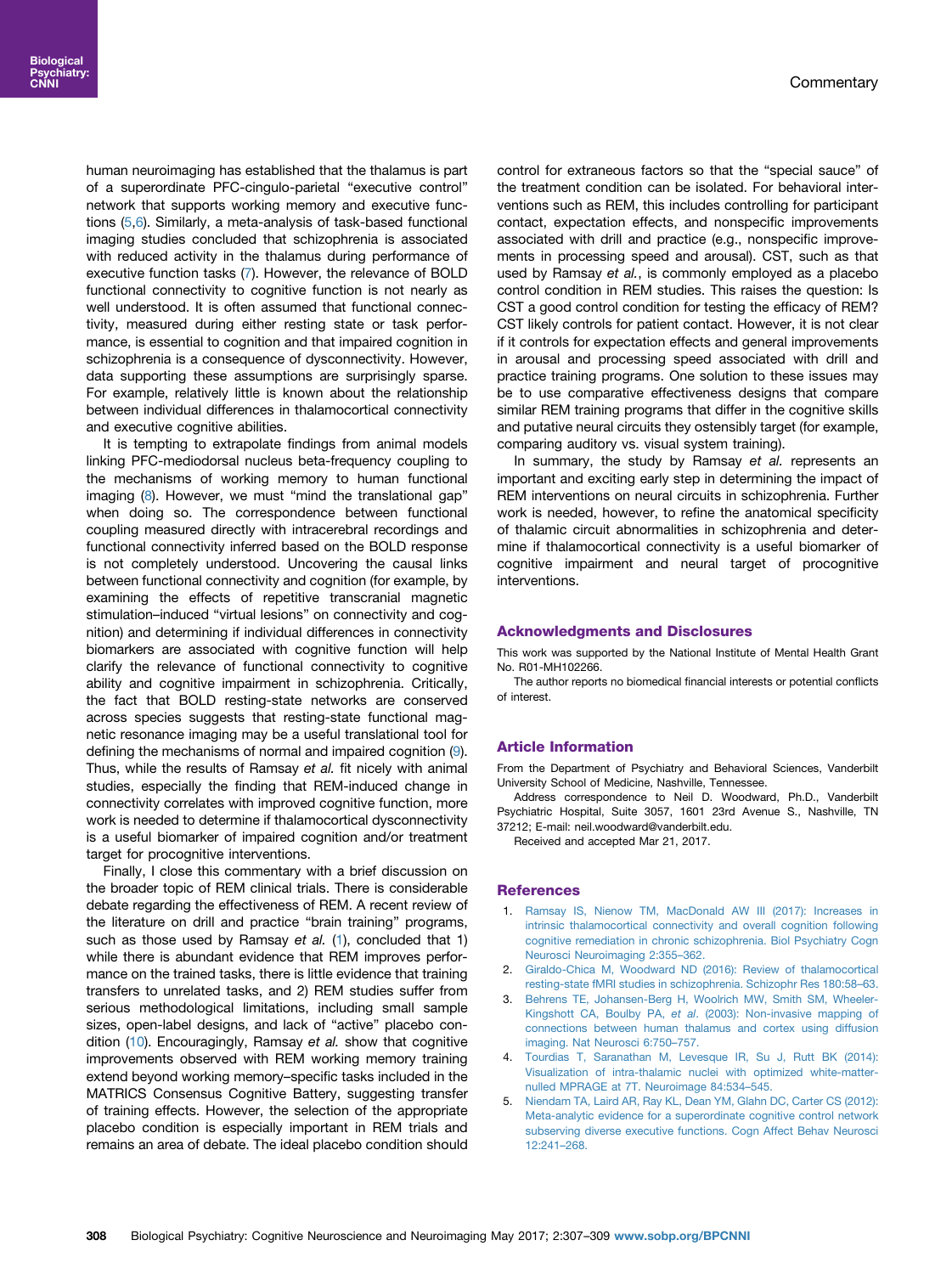human neuroimaging has established that the thalamus is part of a superordinate PFC-cingulo-parietal "executive control" network that supports working memory and executive functions (5,6). Similarly, a meta-analysis of task-based functional imaging studies concluded that schizophrenia is associated with reduced activity in the thalamus during performance of executive function tasks (7). However, the relevance of BOLD functional connectivity to cognitive function is not nearly as well understood. It is often assumed that functional connectivity, measured during either resting state or task performance, is essential to cognition and that impaired cognition in schizophrenia is a consequence of dysconnectivity. However, data supporting these assumptions are surprisingly sparse. For example, relatively little is known about the relationship between individual differences in thalamocortical connectivity and executive cognitive abilities.

It is tempting to extrapolate findings from animal models linking PFC-mediodorsal nucleus beta-frequency coupling to the mechanisms of working memory to human functional imaging (8). However, we must "mind the translational gap" when doing so. The correspondence between functional coupling measured directly with intracerebral recordings and functional connectivity inferred based on the BOLD response is not completely understood. Uncovering the causal links between functional connectivity and cognition (for example, by examining the effects of repetitive transcranial magnetic stimulation–induced "virtual lesions" on connectivity and cognition) and determining if individual differences in connectivity biomarkers are associated with cognitive function will help clarify the relevance of functional connectivity to cognitive ability and cognitive impairment in schizophrenia. Critically, the fact that BOLD resting-state networks are conserved across species suggests that resting-state functional magnetic resonance imaging may be a useful translational tool for defining the mechanisms of normal and impaired cognition (9). Thus, while the results of Ramsay *et al.* fit nicely with animal studies, especially the finding that REM-induced change in connectivity correlates with improved cognitive function, more work is needed to determine if thalamocortical dysconnectivity is a useful biomarker of impaired cognition and/or treatment target for procognitive interventions.

Finally, I close this commentary with a brief discussion on the broader topic of REM clinical trials. There is considerable debate regarding the effectiveness of REM. A recent review of the literature on drill and practice "brain training" programs, such as those used by Ramsay *et al.* (1), concluded that 1) while there is abundant evidence that REM improves performance on the trained tasks, there is little evidence that training transfers to unrelated tasks, and 2) REM studies suffer from serious methodological limitations, including small sample sizes, open-label designs, and lack of "active" placebo condition (10). Encouragingly, Ramsay *et al.* show that cognitive improvements observed with REM working memory training extend beyond working memory–specific tasks included in the MATRICS Consensus Cognitive Battery, suggesting transfer of training effects. However, the selection of the appropriate placebo condition is especially important in REM trials and remains an area of debate. The ideal placebo condition should control for extraneous factors so that the "special sauce" of the treatment condition can be isolated. For behavioral interventions such as REM, this includes controlling for participant contact, expectation effects, and nonspecific improvements associated with drill and practice (e.g., nonspecific improvements in processing speed and arousal). CST, such as that used by Ramsay *et al.*, is commonly employed as a placebo control condition in REM studies. This raises the question: Is CST a good control condition for testing the efficacy of REM? CST likely controls for patient contact. However, it is not clear if it controls for expectation effects and general improvements in arousal and processing speed associated with drill and practice training programs. One solution to these issues may be to use comparative effectiveness designs that compare similar REM training programs that differ in the cognitive skills and putative neural circuits they ostensibly target (for example, comparing auditory vs. visual system training).

In summary, the study by Ramsay *et al.* represents an important and exciting early step in determining the impact of REM interventions on neural circuits in schizophrenia. Further work is needed, however, to refine the anatomical specificity of thalamic circuit abnormalities in schizophrenia and determine if thalamocortical connectivity is a useful biomarker of cognitive impairment and neural target of procognitive interventions.

## Acknowledgments and Disclosures

This work was supported by the National Institute of Mental Health Grant No. R01-MH102266.

The author reports no biomedical financial interests or potential conflicts of interest.

## Article Information

From the Department of Psychiatry and Behavioral Sciences, Vanderbilt University School of Medicine, Nashville, Tennessee.

Address correspondence to Neil D. Woodward, Ph.D., Vanderbilt Psychiatric Hospital, Suite 3057, 1601 23rd Avenue S., Nashville, TN 37212; E-mail: neil.woodward@vanderbilt.edu.

Received and accepted Mar 21, 2017.

## References

1. Ramsay IS, Nienow TM, MacDonald AW III (2017): Increases in intrinsic thalamocortical connectivity and overall cognition following cognitive remediation in chronic schizophrenia. Biol Psychiatry Cogn Neurosci Neuroimaging 2:355–362.
2. Giraldo-Chica M, Woodward ND (2016): Review of thalamocortical resting-state fMRI studies in schizophrenia. Schizophr Res 180:58–63.
3. Behrens TE, Johansen-Berg H, Woolrich MW, Smith SM, Wheeler-Kingshott CA, Boulby PA, *et al*. (2003): Non-invasive mapping of connections between human thalamus and cortex using diffusion imaging. Nat Neurosci 6:750–757.
4. Tourdias T, Saranathan M, Levesque IR, Su J, Rutt BK (2014): Visualization of intra-thalamic nuclei with optimized white-matter-nulled MPRAGE at 7T. Neuroimage 84:534–545.
5. Niendam TA, Laird AR, Ray KL, Dean YM, Glahn DC, Carter CS (2012): Meta-analytic evidence for a superordinate cognitive control network subserving diverse executive functions. Cogn Affect Behav Neurosci 12:241–268.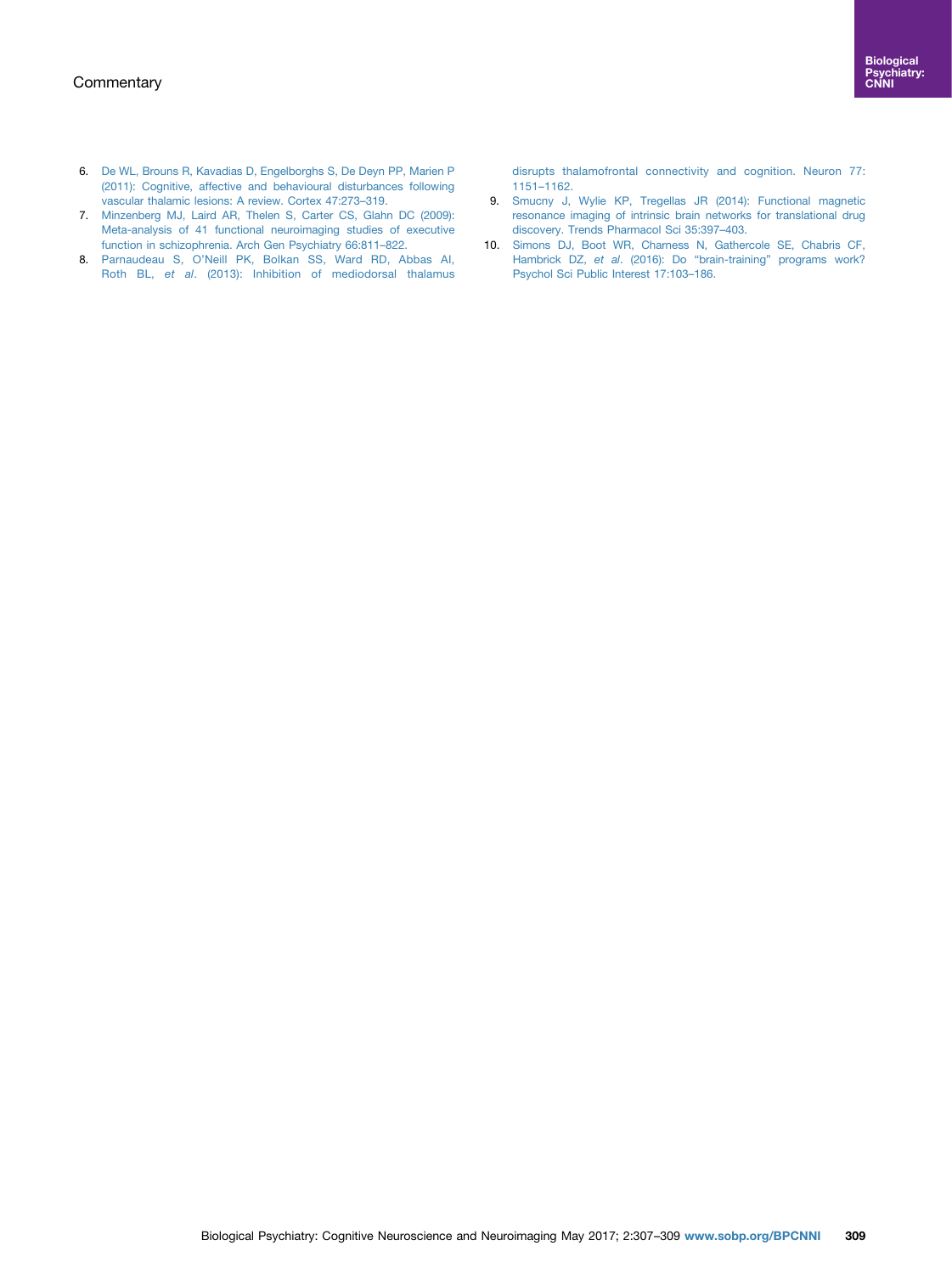6. De WL, Brouns R, Kavadias D, Engelborghs S, De Deyn PP, Marien P (2011): Cognitive, affective and behavioural disturbances following vascular thalamic lesions: A review. Cortex 47:273–319.
7. Minzenberg MJ, Laird AR, Thelen S, Carter CS, Glahn DC (2009): Meta-analysis of 41 functional neuroimaging studies of executive function in schizophrenia. Arch Gen Psychiatry 66:811–822.
8. Parnaudeau S, O'Neill PK, Bolkan SS, Ward RD, Abbas AI, Roth BL, *et al*. (2013): Inhibition of mediodorsal thalamus disrupts thalamofrontal connectivity and cognition. Neuron 77: 1151–1162.
9. Smucny J, Wylie KP, Tregellas JR (2014): Functional magnetic resonance imaging of intrinsic brain networks for translational drug discovery. Trends Pharmacol Sci 35:397–403.
10. Simons DJ, Boot WR, Charness N, Gathercole SE, Chabris CF, Hambrick DZ, *et al*. (2016): Do "brain-training" programs work? Psychol Sci Public Interest 17:103–186.